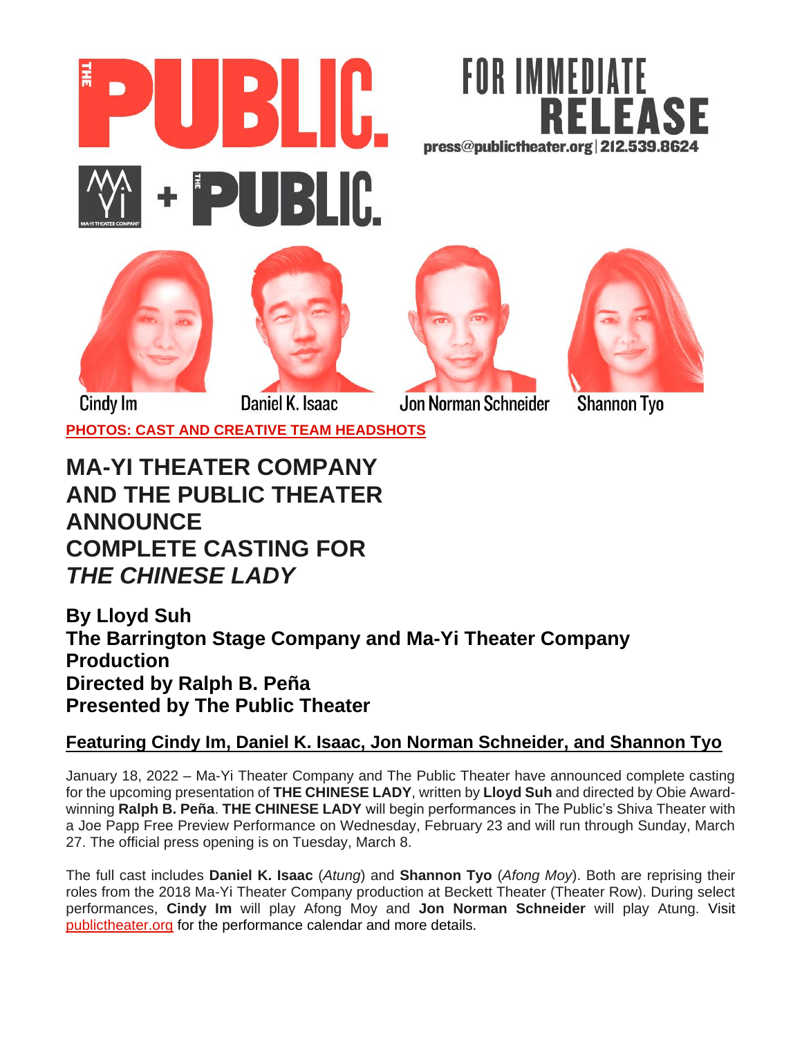THE PUBLIC.

FOR IMMEDIATE RELEASE

press@publictheater.org | 212.539.8624

MA-YI THEATER COMPANY + THE PUBLIC.

Cindy Im | Daniel K. Isaac | Jon Norman Schneider | Shannon Tyo

**PHOTOS: CAST AND CREATIVE TEAM HEADSHOTS**

# MA-YI THEATER COMPANY AND THE PUBLIC THEATER ANNOUNCE COMPLETE CASTING FOR *THE CHINESE LADY*

## By Lloyd Suh
## The Barrington Stage Company and Ma-Yi Theater Company Production
## Directed by Ralph B. Peña
## Presented by The Public Theater

### Featuring Cindy Im, Daniel K. Isaac, Jon Norman Schneider, and Shannon Tyo

January 18, 2022 – Ma-Yi Theater Company and The Public Theater have announced complete casting for the upcoming presentation of **THE CHINESE LADY**, written by **Lloyd Suh** and directed by Obie Award-winning **Ralph B. Peña**. **THE CHINESE LADY** will begin performances in The Public's Shiva Theater with a Joe Papp Free Preview Performance on Wednesday, February 23 and will run through Sunday, March 27. The official press opening is on Tuesday, March 8.

The full cast includes **Daniel K. Isaac** (*Atung*) and **Shannon Tyo** (*Afong Moy*). Both are reprising their roles from the 2018 Ma-Yi Theater Company production at Beckett Theater (Theater Row). During select performances, **Cindy Im** will play Afong Moy and **Jon Norman Schneider** will play Atung. Visit publictheater.org for the performance calendar and more details.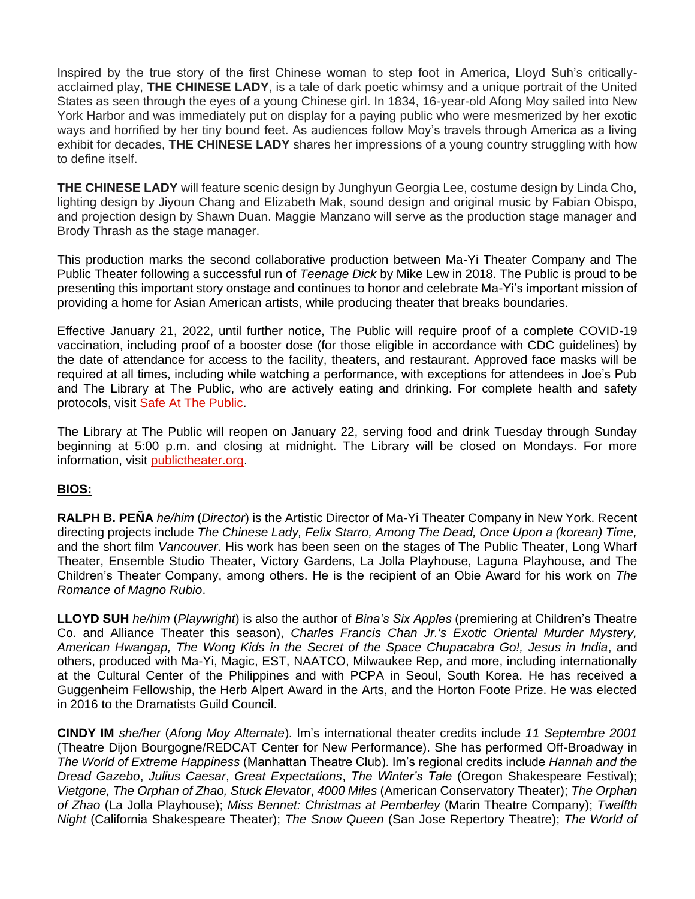Inspired by the true story of the first Chinese woman to step foot in America, Lloyd Suh's critically-acclaimed play, **THE CHINESE LADY**, is a tale of dark poetic whimsy and a unique portrait of the United States as seen through the eyes of a young Chinese girl. In 1834, 16-year-old Afong Moy sailed into New York Harbor and was immediately put on display for a paying public who were mesmerized by her exotic ways and horrified by her tiny bound feet. As audiences follow Moy's travels through America as a living exhibit for decades, **THE CHINESE LADY** shares her impressions of a young country struggling with how to define itself.

**THE CHINESE LADY** will feature scenic design by Junghyun Georgia Lee, costume design by Linda Cho, lighting design by Jiyoun Chang and Elizabeth Mak, sound design and original music by Fabian Obispo, and projection design by Shawn Duan. Maggie Manzano will serve as the production stage manager and Brody Thrash as the stage manager.

This production marks the second collaborative production between Ma-Yi Theater Company and The Public Theater following a successful run of *Teenage Dick* by Mike Lew in 2018. The Public is proud to be presenting this important story onstage and continues to honor and celebrate Ma-Yi's important mission of providing a home for Asian American artists, while producing theater that breaks boundaries.

Effective January 21, 2022, until further notice, The Public will require proof of a complete COVID-19 vaccination, including proof of a booster dose (for those eligible in accordance with CDC guidelines) by the date of attendance for access to the facility, theaters, and restaurant. Approved face masks will be required at all times, including while watching a performance, with exceptions for attendees in Joe's Pub and The Library at The Public, who are actively eating and drinking. For complete health and safety protocols, visit [Safe At The Public](Safe At The Public).

The Library at The Public will reopen on January 22, serving food and drink Tuesday through Sunday beginning at 5:00 p.m. and closing at midnight. The Library will be closed on Mondays. For more information, visit [publictheater.org](publictheater.org).

## BIOS:

**RALPH B. PEÑA** *he/him* (*Director*) is the Artistic Director of Ma-Yi Theater Company in New York. Recent directing projects include *The Chinese Lady, Felix Starro, Among The Dead, Once Upon a (korean) Time,* and the short film *Vancouver*. His work has been seen on the stages of The Public Theater, Long Wharf Theater, Ensemble Studio Theater, Victory Gardens, La Jolla Playhouse, Laguna Playhouse, and The Children's Theater Company, among others. He is the recipient of an Obie Award for his work on *The Romance of Magno Rubio*.

**LLOYD SUH** *he/him* (*Playwright*) is also the author of *Bina's Six Apples* (premiering at Children's Theatre Co. and Alliance Theater this season), *Charles Francis Chan Jr.'s Exotic Oriental Murder Mystery, American Hwangap, The Wong Kids in the Secret of the Space Chupacabra Go!, Jesus in India*, and others, produced with Ma-Yi, Magic, EST, NAATCO, Milwaukee Rep, and more, including internationally at the Cultural Center of the Philippines and with PCPA in Seoul, South Korea. He has received a Guggenheim Fellowship, the Herb Alpert Award in the Arts, and the Horton Foote Prize. He was elected in 2016 to the Dramatists Guild Council.

**CINDY IM** *she/her* (*Afong Moy Alternate*). Im's international theater credits include *11 Septembre 2001* (Theatre Dijon Bourgogne/REDCAT Center for New Performance). She has performed Off-Broadway in *The World of Extreme Happiness* (Manhattan Theatre Club). Im's regional credits include *Hannah and the Dread Gazebo*, *Julius Caesar*, *Great Expectations*, *The Winter's Tale* (Oregon Shakespeare Festival); *Vietgone, The Orphan of Zhao, Stuck Elevator*, *4000 Miles* (American Conservatory Theater); *The Orphan of Zhao* (La Jolla Playhouse); *Miss Bennet: Christmas at Pemberley* (Marin Theatre Company); *Twelfth Night* (California Shakespeare Theater); *The Snow Queen* (San Jose Repertory Theatre); *The World of*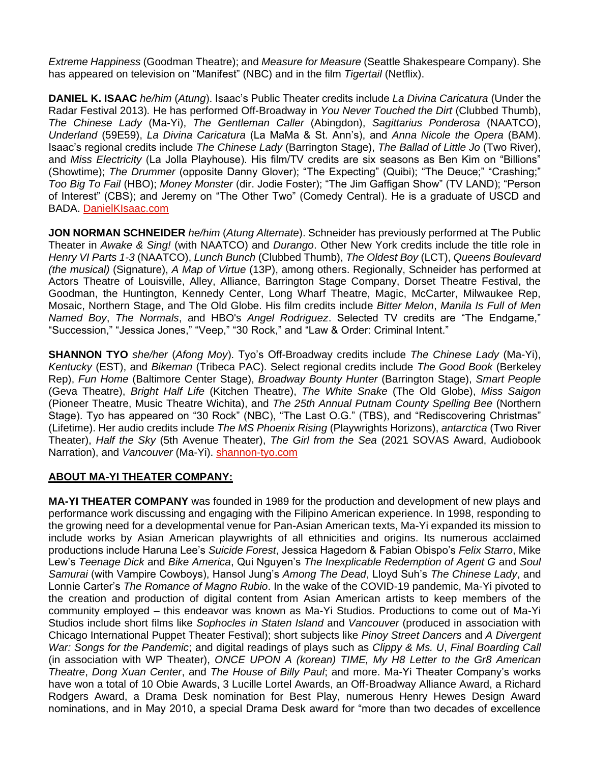*Extreme Happiness* (Goodman Theatre); and *Measure for Measure* (Seattle Shakespeare Company). She has appeared on television on "Manifest" (NBC) and in the film *Tigertail* (Netflix).

**DANIEL K. ISAAC** *he/him* (*Atung*). Isaac's Public Theater credits include *La Divina Caricatura* (Under the Radar Festival 2013). He has performed Off-Broadway in *You Never Touched the Dirt* (Clubbed Thumb), *The Chinese Lady* (Ma-Yi), *The Gentleman Caller* (Abingdon), *Sagittarius Ponderosa* (NAATCO), *Underland* (59E59), *La Divina Caricatura* (La MaMa & St. Ann's), and *Anna Nicole the Opera* (BAM). Isaac's regional credits include *The Chinese Lady* (Barrington Stage), *The Ballad of Little Jo* (Two River), and *Miss Electricity* (La Jolla Playhouse). His film/TV credits are six seasons as Ben Kim on "Billions" (Showtime); *The Drummer* (opposite Danny Glover); "The Expecting" (Quibi); "The Deuce;" "Crashing;" *Too Big To Fail* (HBO); *Money Monster* (dir. Jodie Foster); "The Jim Gaffigan Show" (TV LAND); "Person of Interest" (CBS); and Jeremy on "The Other Two" (Comedy Central). He is a graduate of USCD and BADA. DanielKIsaac.com

**JON NORMAN SCHNEIDER** *he/him* (*Atung Alternate*). Schneider has previously performed at The Public Theater in *Awake & Sing!* (with NAATCO) and *Durango*. Other New York credits include the title role in *Henry VI Parts 1-3* (NAATCO), *Lunch Bunch* (Clubbed Thumb), *The Oldest Boy* (LCT), *Queens Boulevard (the musical)* (Signature), *A Map of Virtue* (13P), among others. Regionally, Schneider has performed at Actors Theatre of Louisville, Alley, Alliance, Barrington Stage Company, Dorset Theatre Festival, the Goodman, the Huntington, Kennedy Center, Long Wharf Theatre, Magic, McCarter, Milwaukee Rep, Mosaic, Northern Stage, and The Old Globe. His film credits include *Bitter Melon*, *Manila Is Full of Men Named Boy*, *The Normals*, and HBO's *Angel Rodriguez*. Selected TV credits are "The Endgame," "Succession," "Jessica Jones," "Veep," "30 Rock," and "Law & Order: Criminal Intent."

**SHANNON TYO** *she/her* (*Afong Moy*). Tyo's Off-Broadway credits include *The Chinese Lady* (Ma-Yi), *Kentucky* (EST), and *Bikeman* (Tribeca PAC). Select regional credits include *The Good Book* (Berkeley Rep), *Fun Home* (Baltimore Center Stage), *Broadway Bounty Hunter* (Barrington Stage), *Smart People* (Geva Theatre), *Bright Half Life* (Kitchen Theatre), *The White Snake* (The Old Globe), *Miss Saigon* (Pioneer Theatre, Music Theatre Wichita), and *The 25th Annual Putnam County Spelling Bee* (Northern Stage). Tyo has appeared on "30 Rock" (NBC), "The Last O.G." (TBS), and "Rediscovering Christmas" (Lifetime). Her audio credits include *The MS Phoenix Rising* (Playwrights Horizons), *antarctica* (Two River Theater), *Half the Sky* (5th Avenue Theater), *The Girl from the Sea* (2021 SOVAS Award, Audiobook Narration), and *Vancouver* (Ma-Yi). shannon-tyo.com

**ABOUT MA-YI THEATER COMPANY:**

**MA-YI THEATER COMPANY** was founded in 1989 for the production and development of new plays and performance work discussing and engaging with the Filipino American experience. In 1998, responding to the growing need for a developmental venue for Pan-Asian American texts, Ma-Yi expanded its mission to include works by Asian American playwrights of all ethnicities and origins. Its numerous acclaimed productions include Haruna Lee's *Suicide Forest*, Jessica Hagedorn & Fabian Obispo's *Felix Starro*, Mike Lew's *Teenage Dick* and *Bike America*, Qui Nguyen's *The Inexplicable Redemption of Agent G* and *Soul Samurai* (with Vampire Cowboys), Hansol Jung's *Among The Dead*, Lloyd Suh's *The Chinese Lady*, and Lonnie Carter's *The Romance of Magno Rubio*. In the wake of the COVID-19 pandemic, Ma-Yi pivoted to the creation and production of digital content from Asian American artists to keep members of the community employed – this endeavor was known as Ma-Yi Studios. Productions to come out of Ma-Yi Studios include short films like *Sophocles in Staten Island* and *Vancouver* (produced in association with Chicago International Puppet Theater Festival); short subjects like *Pinoy Street Dancers* and *A Divergent War: Songs for the Pandemic*; and digital readings of plays such as *Clippy & Ms. U*, *Final Boarding Call* (in association with WP Theater), *ONCE UPON A (korean) TIME, My H8 Letter to the Gr8 American Theatre*, *Dong Xuan Center*, and *The House of Billy Paul*; and more. Ma-Yi Theater Company's works have won a total of 10 Obie Awards, 3 Lucille Lortel Awards, an Off-Broadway Alliance Award, a Richard Rodgers Award, a Drama Desk nomination for Best Play, numerous Henry Hewes Design Award nominations, and in May 2010, a special Drama Desk award for "more than two decades of excellence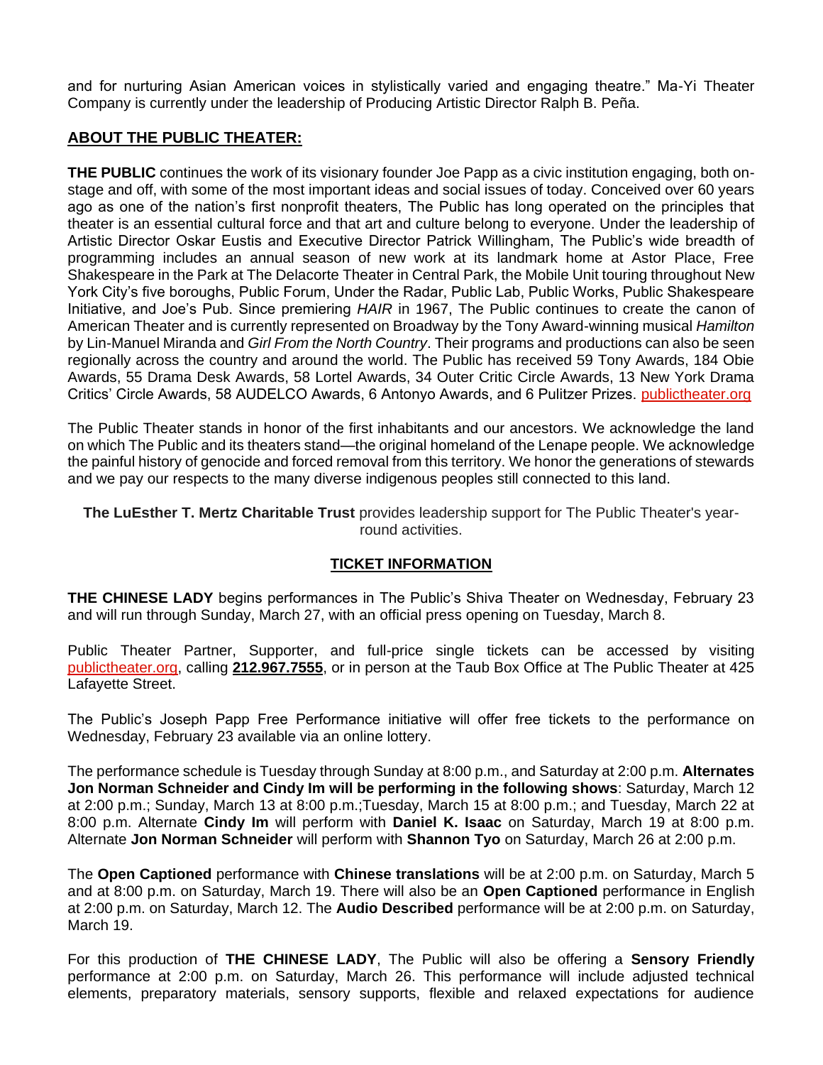and for nurturing Asian American voices in stylistically varied and engaging theatre." Ma-Yi Theater Company is currently under the leadership of Producing Artistic Director Ralph B. Peña.

## ABOUT THE PUBLIC THEATER:

**THE PUBLIC** continues the work of its visionary founder Joe Papp as a civic institution engaging, both on-stage and off, with some of the most important ideas and social issues of today. Conceived over 60 years ago as one of the nation's first nonprofit theaters, The Public has long operated on the principles that theater is an essential cultural force and that art and culture belong to everyone. Under the leadership of Artistic Director Oskar Eustis and Executive Director Patrick Willingham, The Public's wide breadth of programming includes an annual season of new work at its landmark home at Astor Place, Free Shakespeare in the Park at The Delacorte Theater in Central Park, the Mobile Unit touring throughout New York City's five boroughs, Public Forum, Under the Radar, Public Lab, Public Works, Public Shakespeare Initiative, and Joe's Pub. Since premiering *HAIR* in 1967, The Public continues to create the canon of American Theater and is currently represented on Broadway by the Tony Award-winning musical *Hamilton* by Lin-Manuel Miranda and *Girl From the North Country*. Their programs and productions can also be seen regionally across the country and around the world. The Public has received 59 Tony Awards, 184 Obie Awards, 55 Drama Desk Awards, 58 Lortel Awards, 34 Outer Critic Circle Awards, 13 New York Drama Critics' Circle Awards, 58 AUDELCO Awards, 6 Antonyo Awards, and 6 Pulitzer Prizes. publictheater.org

The Public Theater stands in honor of the first inhabitants and our ancestors. We acknowledge the land on which The Public and its theaters stand—the original homeland of the Lenape people. We acknowledge the painful history of genocide and forced removal from this territory. We honor the generations of stewards and we pay our respects to the many diverse indigenous peoples still connected to this land.

**The LuEsther T. Mertz Charitable Trust** provides leadership support for The Public Theater's year-round activities.

## TICKET INFORMATION

**THE CHINESE LADY** begins performances in The Public's Shiva Theater on Wednesday, February 23 and will run through Sunday, March 27, with an official press opening on Tuesday, March 8.

Public Theater Partner, Supporter, and full-price single tickets can be accessed by visiting publictheater.org, calling **212.967.7555**, or in person at the Taub Box Office at The Public Theater at 425 Lafayette Street.

The Public's Joseph Papp Free Performance initiative will offer free tickets to the performance on Wednesday, February 23 available via an online lottery.

The performance schedule is Tuesday through Sunday at 8:00 p.m., and Saturday at 2:00 p.m. **Alternates Jon Norman Schneider and Cindy Im will be performing in the following shows**: Saturday, March 12 at 2:00 p.m.; Sunday, March 13 at 8:00 p.m.;Tuesday, March 15 at 8:00 p.m.; and Tuesday, March 22 at 8:00 p.m. Alternate **Cindy Im** will perform with **Daniel K. Isaac** on Saturday, March 19 at 8:00 p.m. Alternate **Jon Norman Schneider** will perform with **Shannon Tyo** on Saturday, March 26 at 2:00 p.m.

The **Open Captioned** performance with **Chinese translations** will be at 2:00 p.m. on Saturday, March 5 and at 8:00 p.m. on Saturday, March 19. There will also be an **Open Captioned** performance in English at 2:00 p.m. on Saturday, March 12. The **Audio Described** performance will be at 2:00 p.m. on Saturday, March 19.

For this production of **THE CHINESE LADY**, The Public will also be offering a **Sensory Friendly** performance at 2:00 p.m. on Saturday, March 26. This performance will include adjusted technical elements, preparatory materials, sensory supports, flexible and relaxed expectations for audience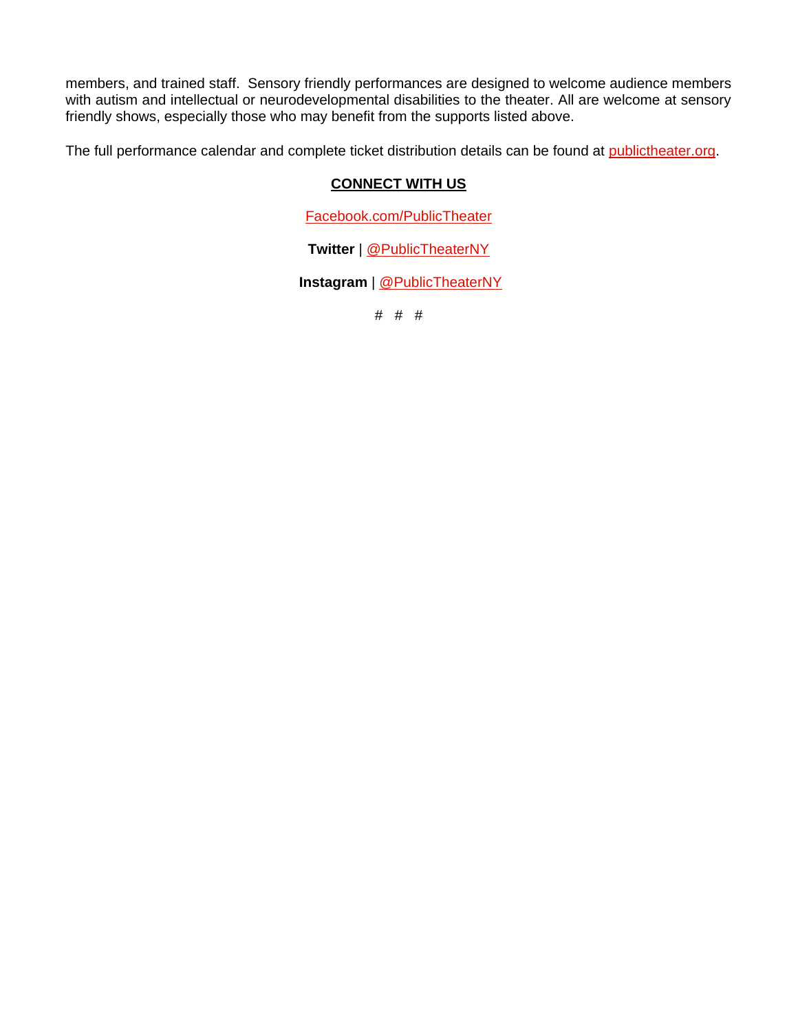members, and trained staff.  Sensory friendly performances are designed to welcome audience members with autism and intellectual or neurodevelopmental disabilities to the theater. All are welcome at sensory friendly shows, especially those who may benefit from the supports listed above.

The full performance calendar and complete ticket distribution details can be found at publictheater.org.

**CONNECT WITH US**

Facebook.com/PublicTheater

**Twitter** | @PublicTheaterNY

**Instagram** | @PublicTheaterNY

# # #